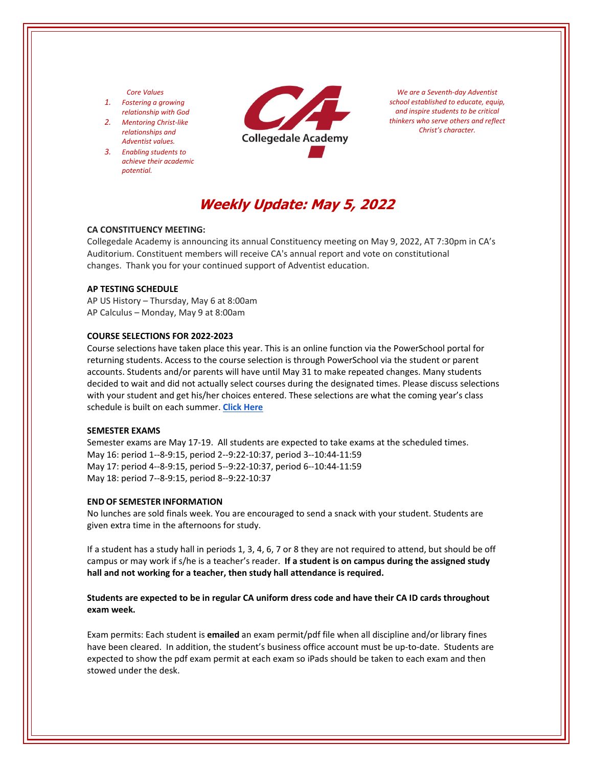*Core Values*

1. *Fostering a growing relationship with God*
2. *Mentoring Christ-like relationships and Adventist values.*
3. *Enabling students to achieve their academic potential.*

Collegedale Academy

*We are a Seventh-day Adventist school established to educate, equip, and inspire students to be critical thinkers who serve others and reflect Christ's character.*

# *Weekly Update: May 5, 2022*

**CA CONSTITUENCY MEETING:**

Collegedale Academy is announcing its annual Constituency meeting on May 9, 2022, AT 7:30pm in CA's Auditorium. Constituent members will receive CA's annual report and vote on constitutional changes. Thank you for your continued support of Adventist education.

**AP TESTING SCHEDULE**

AP US History – Thursday, May 6 at 8:00am
AP Calculus – Monday, May 9 at 8:00am

**COURSE SELECTIONS FOR 2022-2023**

Course selections have taken place this year. This is an online function via the PowerSchool portal for returning students. Access to the course selection is through PowerSchool via the student or parent accounts. Students and/or parents will have until May 31 to make repeated changes. Many students decided to wait and did not actually select courses during the designated times. Please discuss selections with your student and get his/her choices entered. These selections are what the coming year's class schedule is built on each summer. **Click Here**

**SEMESTER EXAMS**

Semester exams are May 17-19. All students are expected to take exams at the scheduled times.
May 16: period 1--8-9:15, period 2--9:22-10:37, period 3--10:44-11:59
May 17: period 4--8-9:15, period 5--9:22-10:37, period 6--10:44-11:59
May 18: period 7--8-9:15, period 8--9:22-10:37

**END OF SEMESTER INFORMATION**

No lunches are sold finals week. You are encouraged to send a snack with your student. Students are given extra time in the afternoons for study.

If a student has a study hall in periods 1, 3, 4, 6, 7 or 8 they are not required to attend, but should be off campus or may work if s/he is a teacher's reader. **If a student is on campus during the assigned study hall and not working for a teacher, then study hall attendance is required.**

**Students are expected to be in regular CA uniform dress code and have their CA ID cards throughout exam week.**

Exam permits: Each student is **emailed** an exam permit/pdf file when all discipline and/or library fines have been cleared. In addition, the student's business office account must be up-to-date. Students are expected to show the pdf exam permit at each exam so iPads should be taken to each exam and then stowed under the desk.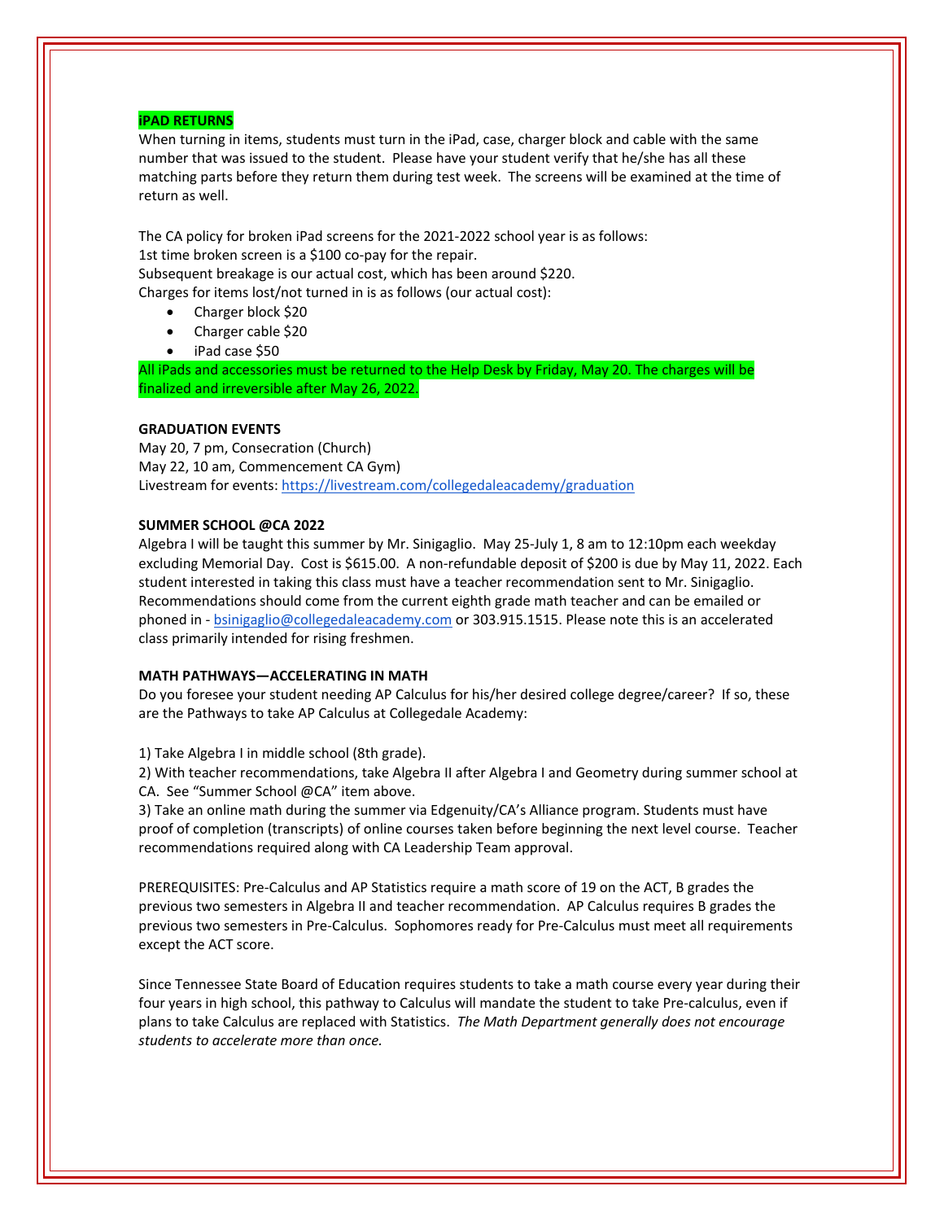**iPAD RETURNS**

When turning in items, students must turn in the iPad, case, charger block and cable with the same number that was issued to the student. Please have your student verify that he/she has all these matching parts before they return them during test week. The screens will be examined at the time of return as well.

The CA policy for broken iPad screens for the 2021-2022 school year is as follows:
1st time broken screen is a $100 co-pay for the repair.
Subsequent breakage is our actual cost, which has been around $220.
Charges for items lost/not turned in is as follows (our actual cost):

- Charger block $20
- Charger cable $20
- iPad case $50

All iPads and accessories must be returned to the Help Desk by Friday, May 20. The charges will be finalized and irreversible after May 26, 2022.

**GRADUATION EVENTS**

May 20, 7 pm, Consecration (Church)
May 22, 10 am, Commencement CA Gym)
Livestream for events: https://livestream.com/collegedaleacademy/graduation

**SUMMER SCHOOL @CA 2022**

Algebra I will be taught this summer by Mr. Sinigaglio. May 25-July 1, 8 am to 12:10pm each weekday excluding Memorial Day. Cost is $615.00. A non-refundable deposit of $200 is due by May 11, 2022. Each student interested in taking this class must have a teacher recommendation sent to Mr. Sinigaglio. Recommendations should come from the current eighth grade math teacher and can be emailed or phoned in - bsinigaglio@collegedaleacademy.com or 303.915.1515. Please note this is an accelerated class primarily intended for rising freshmen.

**MATH PATHWAYS—ACCELERATING IN MATH**

Do you foresee your student needing AP Calculus for his/her desired college degree/career? If so, these are the Pathways to take AP Calculus at Collegedale Academy:

1) Take Algebra I in middle school (8th grade).
2) With teacher recommendations, take Algebra II after Algebra I and Geometry during summer school at CA. See "Summer School @CA" item above.
3) Take an online math during the summer via Edgenuity/CA's Alliance program. Students must have proof of completion (transcripts) of online courses taken before beginning the next level course. Teacher recommendations required along with CA Leadership Team approval.

PREREQUISITES: Pre-Calculus and AP Statistics require a math score of 19 on the ACT, B grades the previous two semesters in Algebra II and teacher recommendation. AP Calculus requires B grades the previous two semesters in Pre-Calculus. Sophomores ready for Pre-Calculus must meet all requirements except the ACT score.

Since Tennessee State Board of Education requires students to take a math course every year during their four years in high school, this pathway to Calculus will mandate the student to take Pre-calculus, even if plans to take Calculus are replaced with Statistics. *The Math Department generally does not encourage students to accelerate more than once.*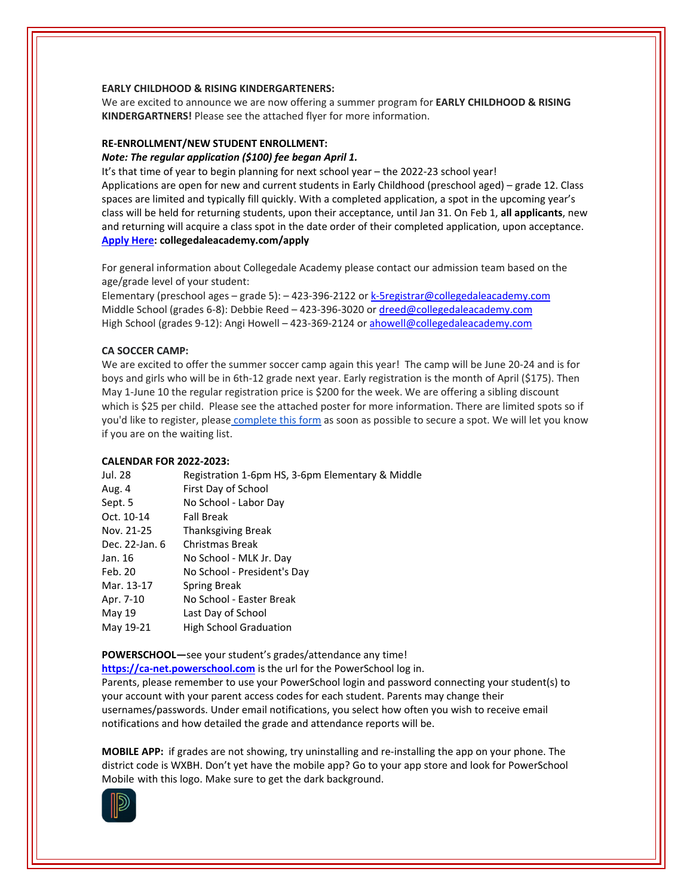**EARLY CHILDHOOD & RISING KINDERGARTENERS:**
We are excited to announce we are now offering a summer program for **EARLY CHILDHOOD & RISING KINDERGARTNERS!** Please see the attached flyer for more information.

**RE-ENROLLMENT/NEW STUDENT ENROLLMENT:**
***Note: The regular application ($100) fee began April 1.***
It's that time of year to begin planning for next school year – the 2022-23 school year!
Applications are open for new and current students in Early Childhood (preschool aged) – grade 12. Class spaces are limited and typically fill quickly. With a completed application, a spot in the upcoming year's class will be held for returning students, upon their acceptance, until Jan 31. On Feb 1, **all applicants**, new and returning will acquire a class spot in the date order of their completed application, upon acceptance.
**Apply Here: collegedaleacademy.com/apply**

For general information about Collegedale Academy please contact our admission team based on the age/grade level of your student:
Elementary (preschool ages – grade 5): – 423-396-2122 or k-5registrar@collegedaleacademy.com
Middle School (grades 6-8): Debbie Reed – 423-396-3020 or dreed@collegedaleacademy.com
High School (grades 9-12): Angi Howell – 423-369-2124 or ahowell@collegedaleacademy.com

**CA SOCCER CAMP:**
We are excited to offer the summer soccer camp again this year! The camp will be June 20-24 and is for boys and girls who will be in 6th-12 grade next year. Early registration is the month of April ($175). Then May 1-June 10 the regular registration price is $200 for the week. We are offering a sibling discount which is $25 per child. Please see the attached poster for more information. There are limited spots so if you'd like to register, please complete this form as soon as possible to secure a spot. We will let you know if you are on the waiting list.

**CALENDAR FOR 2022-2023:**

| | |
|---|---|
| Jul. 28 | Registration 1-6pm HS, 3-6pm Elementary & Middle |
| Aug. 4 | First Day of School |
| Sept. 5 | No School - Labor Day |
| Oct. 10-14 | Fall Break |
| Nov. 21-25 | Thanksgiving Break |
| Dec. 22-Jan. 6 | Christmas Break |
| Jan. 16 | No School - MLK Jr. Day |
| Feb. 20 | No School - President's Day |
| Mar. 13-17 | Spring Break |
| Apr. 7-10 | No School - Easter Break |
| May 19 | Last Day of School |
| May 19-21 | High School Graduation |

**POWERSCHOOL—**see your student's grades/attendance any time!
**https://ca-net.powerschool.com** is the url for the PowerSchool log in.
Parents, please remember to use your PowerSchool login and password connecting your student(s) to your account with your parent access codes for each student. Parents may change their usernames/passwords. Under email notifications, you select how often you wish to receive email notifications and how detailed the grade and attendance reports will be.

**MOBILE APP:** if grades are not showing, try uninstalling and re-installing the app on your phone. The district code is WXBH. Don't yet have the mobile app? Go to your app store and look for PowerSchool Mobile with this logo. Make sure to get the dark background.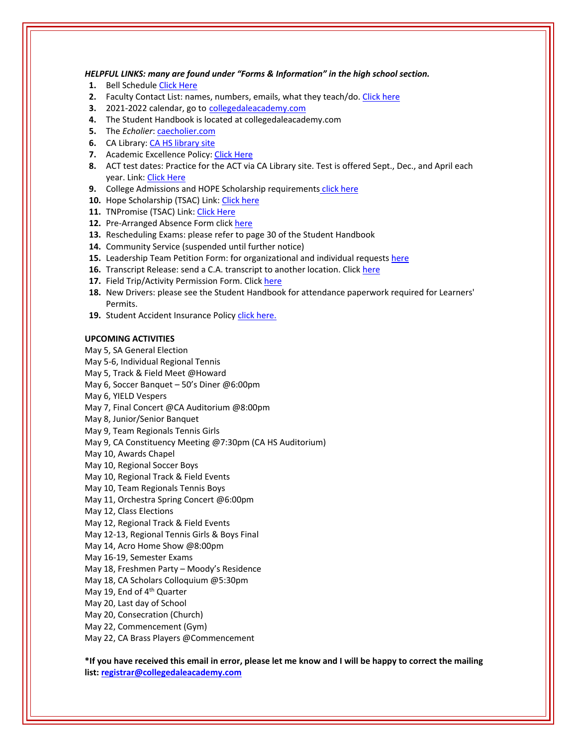***HELPFUL LINKS: many are found under "Forms & Information" in the high school section.***

1. Bell Schedule Click Here
2. Faculty Contact List: names, numbers, emails, what they teach/do. Click here
3. 2021-2022 calendar, go to collegedaleacademy.com
4. The Student Handbook is located at collegedaleacademy.com
5. The *Echolier*: caecholier.com
6. CA Library: CA HS library site
7. Academic Excellence Policy: Click Here
8. ACT test dates: Practice for the ACT via CA Library site. Test is offered Sept., Dec., and April each year. Link: Click Here
9. College Admissions and HOPE Scholarship requirements click here
10. Hope Scholarship (TSAC) Link: Click here
11. TNPromise (TSAC) Link: Click Here
12. Pre-Arranged Absence Form click here
13. Rescheduling Exams: please refer to page 30 of the Student Handbook
14. Community Service (suspended until further notice)
15. Leadership Team Petition Form: for organizational and individual requests here
16. Transcript Release: send a C.A. transcript to another location. Click here
17. Field Trip/Activity Permission Form. Click here
18. New Drivers: please see the Student Handbook for attendance paperwork required for Learners' Permits.
19. Student Accident Insurance Policy click here.

**UPCOMING ACTIVITIES**

May 5, SA General Election
May 5-6, Individual Regional Tennis
May 5, Track & Field Meet @Howard
May 6, Soccer Banquet – 50's Diner @6:00pm
May 6, YIELD Vespers
May 7, Final Concert @CA Auditorium @8:00pm
May 8, Junior/Senior Banquet
May 9, Team Regionals Tennis Girls
May 9, CA Constituency Meeting @7:30pm (CA HS Auditorium)
May 10, Awards Chapel
May 10, Regional Soccer Boys
May 10, Regional Track & Field Events
May 10, Team Regionals Tennis Boys
May 11, Orchestra Spring Concert @6:00pm
May 12, Class Elections
May 12, Regional Track & Field Events
May 12-13, Regional Tennis Girls & Boys Final
May 14, Acro Home Show @8:00pm
May 16-19, Semester Exams
May 18, Freshmen Party – Moody's Residence
May 18, CA Scholars Colloquium @5:30pm
May 19, End of 4th Quarter
May 20, Last day of School
May 20, Consecration (Church)
May 22, Commencement (Gym)
May 22, CA Brass Players @Commencement

**\*If you have received this email in error, please let me know and I will be happy to correct the mailing list: registrar@collegedaleacademy.com**